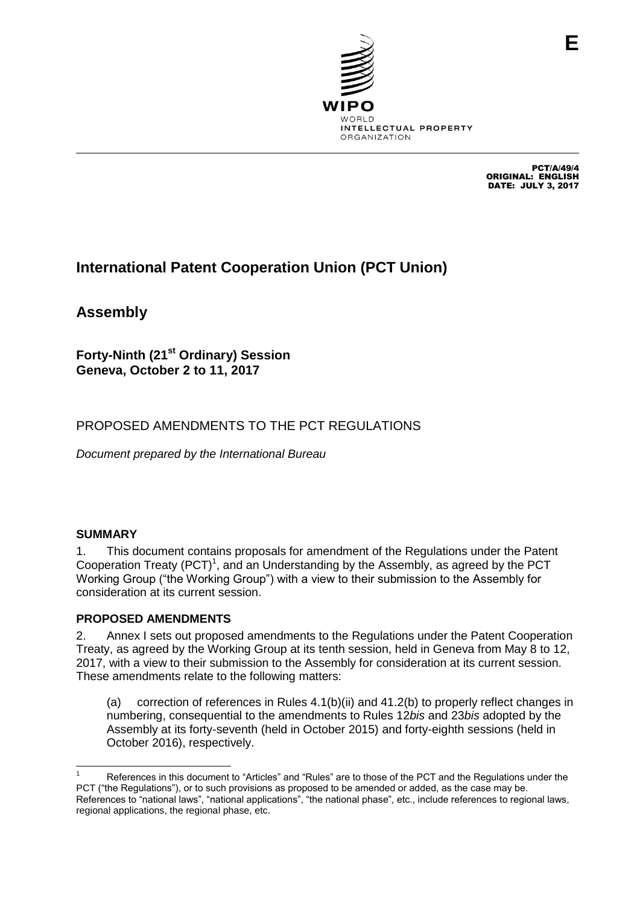E

WIPO
WORLD
INTELLECTUAL PROPERTY
ORGANIZATION

PCT/A/49/4
ORIGINAL: ENGLISH
DATE: JULY 3, 2017

# International Patent Cooperation Union (PCT Union)

# Assembly

### Forty-Ninth (21st Ordinary) Session
### Geneva, October 2 to 11, 2017

## PROPOSED AMENDMENTS TO THE PCT REGULATIONS

*Document prepared by the International Bureau*

## SUMMARY

1. This document contains proposals for amendment of the Regulations under the Patent Cooperation Treaty (PCT)[1], and an Understanding by the Assembly, as agreed by the PCT Working Group ("the Working Group") with a view to their submission to the Assembly for consideration at its current session.

## PROPOSED AMENDMENTS

2. Annex I sets out proposed amendments to the Regulations under the Patent Cooperation Treaty, as agreed by the Working Group at its tenth session, held in Geneva from May 8 to 12, 2017, with a view to their submission to the Assembly for consideration at its current session. These amendments relate to the following matters:

(a) correction of references in Rules 4.1(b)(ii) and 41.2(b) to properly reflect changes in numbering, consequential to the amendments to Rules 12*bis* and 23*bis* adopted by the Assembly at its forty-seventh (held in October 2015) and forty-eighth sessions (held in October 2016), respectively.

---

[1] References in this document to "Articles" and "Rules" are to those of the PCT and the Regulations under the PCT ("the Regulations"), or to such provisions as proposed to be amended or added, as the case may be. References to "national laws", "national applications", "the national phase", etc., include references to regional laws, regional applications, the regional phase, etc.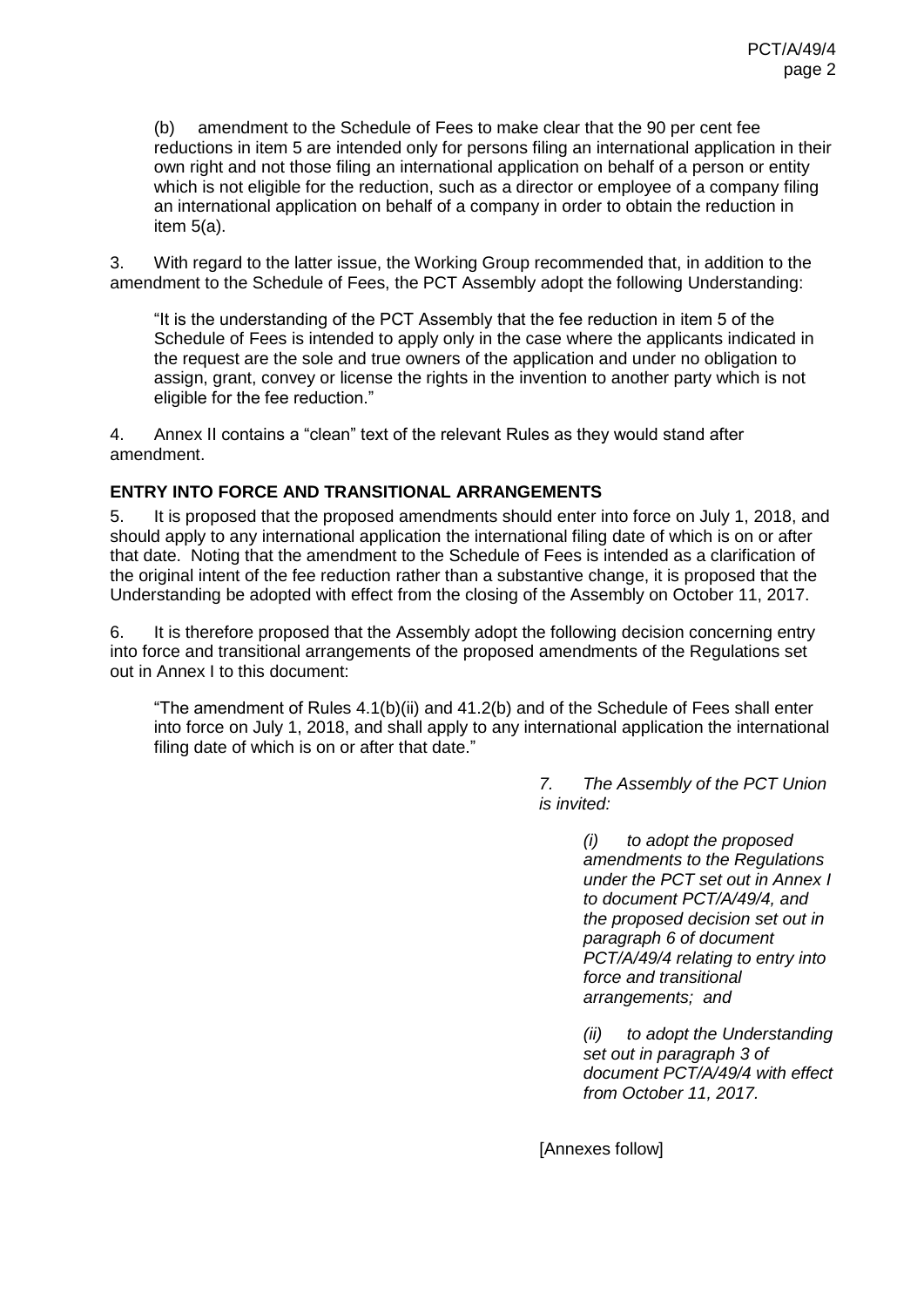(b) amendment to the Schedule of Fees to make clear that the 90 per cent fee reductions in item 5 are intended only for persons filing an international application in their own right and not those filing an international application on behalf of a person or entity which is not eligible for the reduction, such as a director or employee of a company filing an international application on behalf of a company in order to obtain the reduction in item 5(a).

3. With regard to the latter issue, the Working Group recommended that, in addition to the amendment to the Schedule of Fees, the PCT Assembly adopt the following Understanding:

> "It is the understanding of the PCT Assembly that the fee reduction in item 5 of the Schedule of Fees is intended to apply only in the case where the applicants indicated in the request are the sole and true owners of the application and under no obligation to assign, grant, convey or license the rights in the invention to another party which is not eligible for the fee reduction."

4. Annex II contains a "clean" text of the relevant Rules as they would stand after amendment.

## ENTRY INTO FORCE AND TRANSITIONAL ARRANGEMENTS

5. It is proposed that the proposed amendments should enter into force on July 1, 2018, and should apply to any international application the international filing date of which is on or after that date. Noting that the amendment to the Schedule of Fees is intended as a clarification of the original intent of the fee reduction rather than a substantive change, it is proposed that the Understanding be adopted with effect from the closing of the Assembly on October 11, 2017.

6. It is therefore proposed that the Assembly adopt the following decision concerning entry into force and transitional arrangements of the proposed amendments of the Regulations set out in Annex I to this document:

> "The amendment of Rules 4.1(b)(ii) and 41.2(b) and of the Schedule of Fees shall enter into force on July 1, 2018, and shall apply to any international application the international filing date of which is on or after that date."

*7. The Assembly of the PCT Union is invited:*

*(i) to adopt the proposed amendments to the Regulations under the PCT set out in Annex I to document PCT/A/49/4, and the proposed decision set out in paragraph 6 of document PCT/A/49/4 relating to entry into force and transitional arrangements; and*

*(ii) to adopt the Understanding set out in paragraph 3 of document PCT/A/49/4 with effect from October 11, 2017.*

[Annexes follow]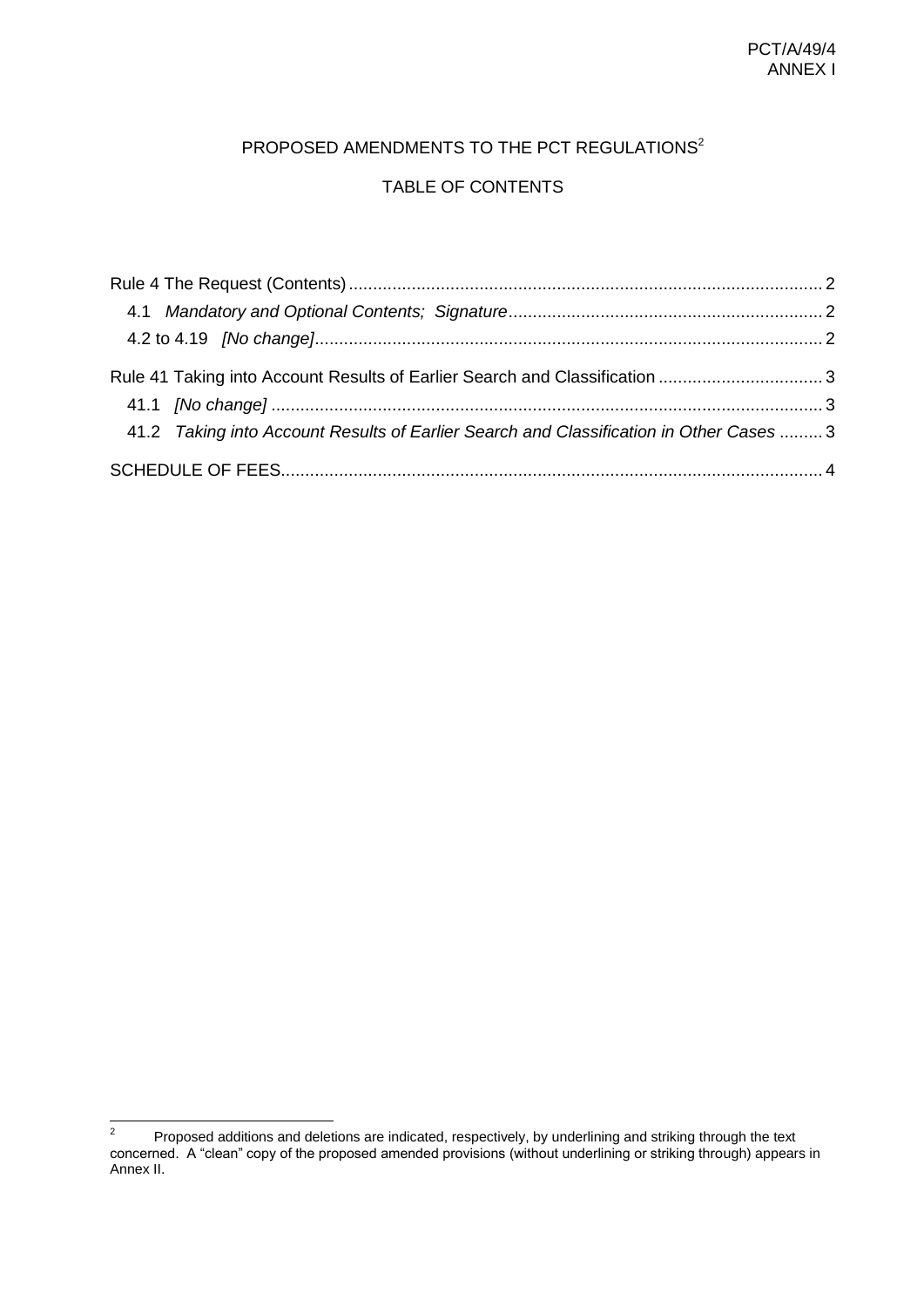PROPOSED AMENDMENTS TO THE PCT REGULATIONS[2]

TABLE OF CONTENTS

Rule 4 The Request (Contents) .................................................................................................. 2

4.1 *Mandatory and Optional Contents; Signature* ................................................................ 2

4.2 to 4.19 *[No change]* ......................................................................................................... 2

Rule 41 Taking into Account Results of Earlier Search and Classification .................................. 3

41.1 *[No change]* .................................................................................................................. 3

41.2 *Taking into Account Results of Earlier Search and Classification in Other Cases* ......... 3

SCHEDULE OF FEES ................................................................................................................ 4

---

[2] Proposed additions and deletions are indicated, respectively, by underlining and striking through the text concerned. A "clean" copy of the proposed amended provisions (without underlining or striking through) appears in Annex II.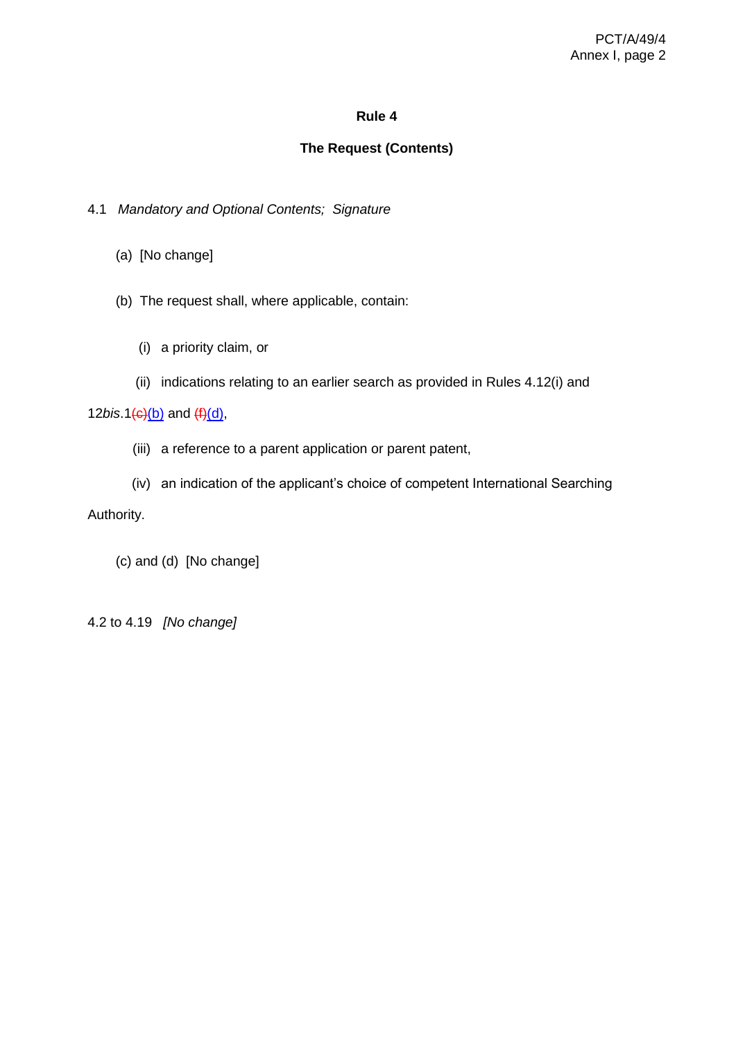# Rule 4

## The Request (Contents)

4.1 *Mandatory and Optional Contents; Signature*

(a) [No change]

(b) The request shall, where applicable, contain:

(i) a priority claim, or

(ii) indications relating to an earlier search as provided in Rules 4.12(i) and 12*bis*.1~~(c)~~(b) and ~~(f)~~(d),

(iii) a reference to a parent application or parent patent,

(iv) an indication of the applicant's choice of competent International Searching Authority.

(c) and (d) [No change]

4.2 to 4.19 *[No change]*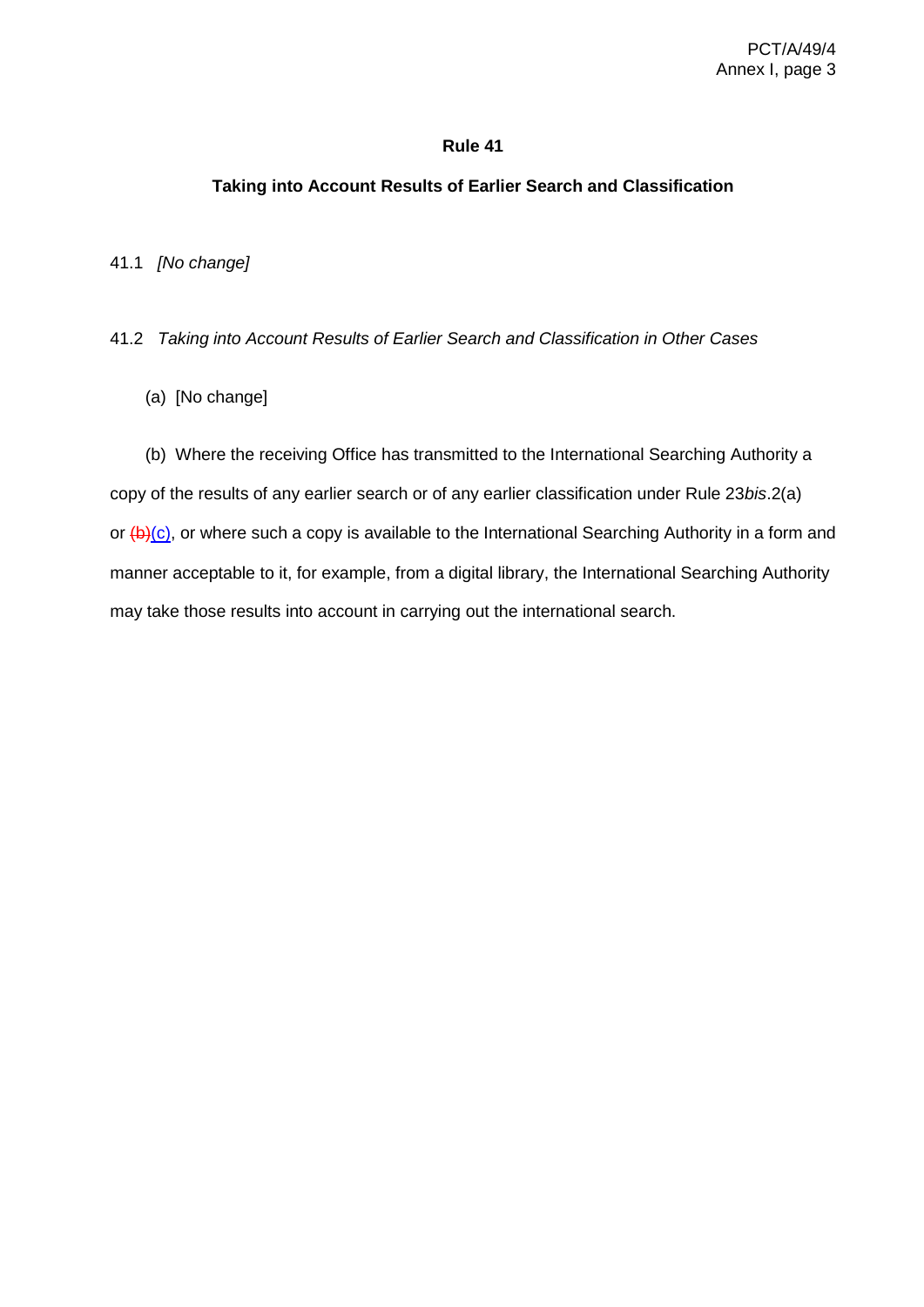# Rule 41

## Taking into Account Results of Earlier Search and Classification

41.1 *[No change]*

41.2 *Taking into Account Results of Earlier Search and Classification in Other Cases*

(a) [No change]

(b) Where the receiving Office has transmitted to the International Searching Authority a copy of the results of any earlier search or of any earlier classification under Rule 23*bis*.2(a) or ~~(b)~~(c), or where such a copy is available to the International Searching Authority in a form and manner acceptable to it, for example, from a digital library, the International Searching Authority may take those results into account in carrying out the international search.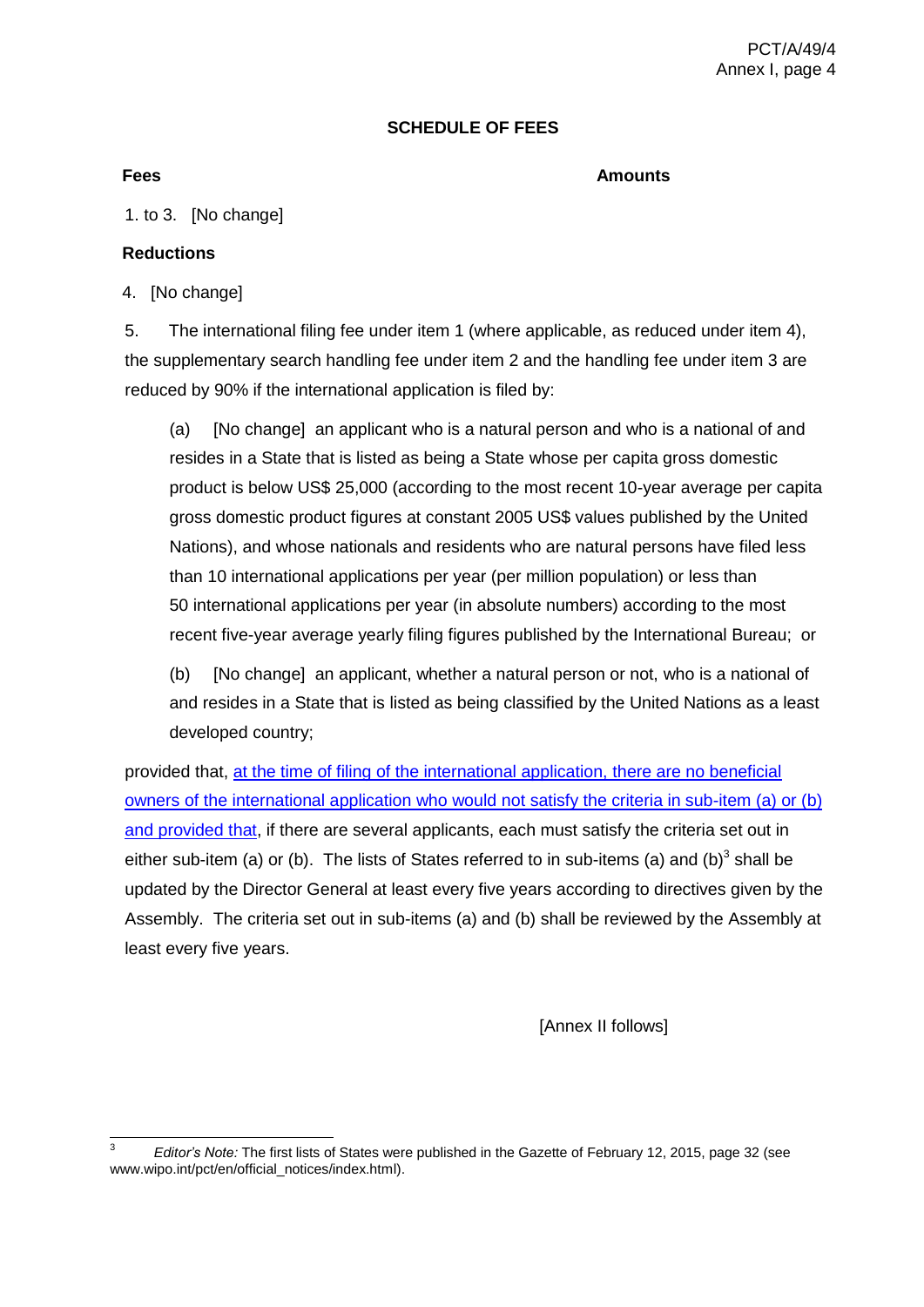## SCHEDULE OF FEES

| **Fees** | **Amounts** |
|---|---|

1. to 3. [No change]

**Reductions**

4. [No change]

5. The international filing fee under item 1 (where applicable, as reduced under item 4), the supplementary search handling fee under item 2 and the handling fee under item 3 are reduced by 90% if the international application is filed by:

   (a) [No change] an applicant who is a natural person and who is a national of and resides in a State that is listed as being a State whose per capita gross domestic product is below US$ 25,000 (according to the most recent 10-year average per capita gross domestic product figures at constant 2005 US$ values published by the United Nations), and whose nationals and residents who are natural persons have filed less than 10 international applications per year (per million population) or less than 50 international applications per year (in absolute numbers) according to the most recent five-year average yearly filing figures published by the International Bureau; or

   (b) [No change] an applicant, whether a natural person or not, who is a national of and resides in a State that is listed as being classified by the United Nations as a least developed country;

provided that, <u>at the time of filing of the international application, there are no beneficial owners of the international application who would not satisfy the criteria in sub-item (a) or (b) and provided that</u>, if there are several applicants, each must satisfy the criteria set out in either sub-item (a) or (b). The lists of States referred to in sub-items (a) and (b)[3] shall be updated by the Director General at least every five years according to directives given by the Assembly. The criteria set out in sub-items (a) and (b) shall be reviewed by the Assembly at least every five years.

[Annex II follows]

---

[3] *Editor's Note:* The first lists of States were published in the Gazette of February 12, 2015, page 32 (see www.wipo.int/pct/en/official_notices/index.html).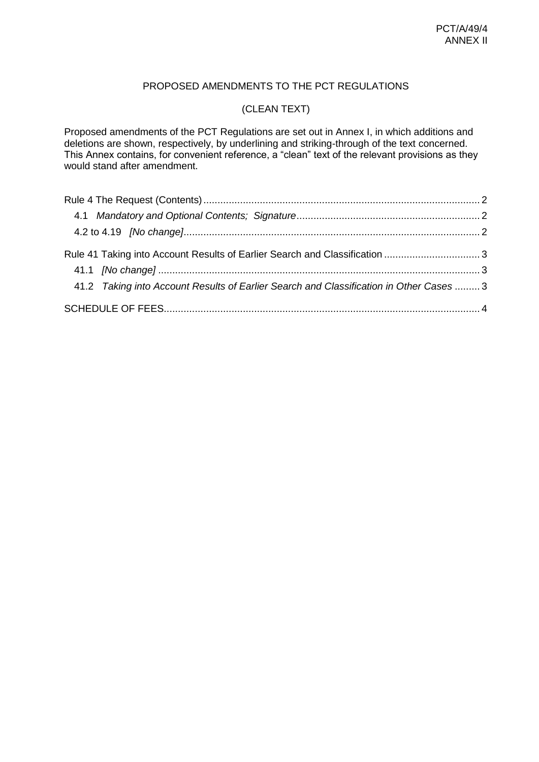PROPOSED AMENDMENTS TO THE PCT REGULATIONS

(CLEAN TEXT)

Proposed amendments of the PCT Regulations are set out in Annex I, in which additions and deletions are shown, respectively, by underlining and striking-through of the text concerned. This Annex contains, for convenient reference, a "clean" text of the relevant provisions as they would stand after amendment.

Rule 4 The Request (Contents) .................................................................................................. 2

4.1 *Mandatory and Optional Contents; Signature* ................................................................. 2

4.2 to 4.19 *[No change]* ......................................................................................................... 2

Rule 41 Taking into Account Results of Earlier Search and Classification .................................. 3

41.1 *[No change]* .................................................................................................................. 3

41.2 *Taking into Account Results of Earlier Search and Classification in Other Cases* ......... 3

SCHEDULE OF FEES ................................................................................................................ 4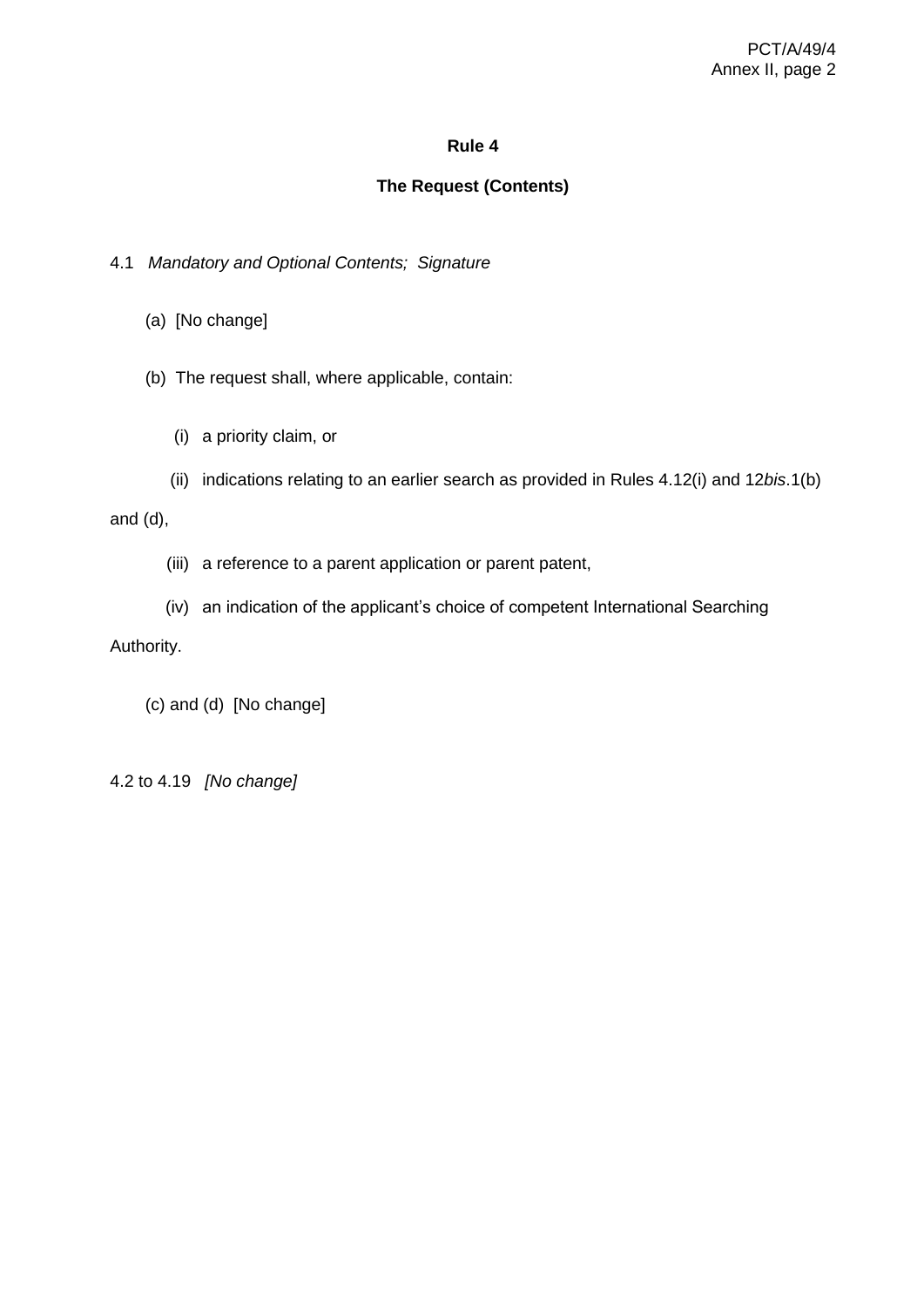# Rule 4

## The Request (Contents)

4.1 *Mandatory and Optional Contents; Signature*

(a) [No change]

(b) The request shall, where applicable, contain:

(i) a priority claim, or

(ii) indications relating to an earlier search as provided in Rules 4.12(i) and 12*bis*.1(b) and (d),

(iii) a reference to a parent application or parent patent,

(iv) an indication of the applicant's choice of competent International Searching Authority.

(c) and (d) [No change]

4.2 to 4.19 *[No change]*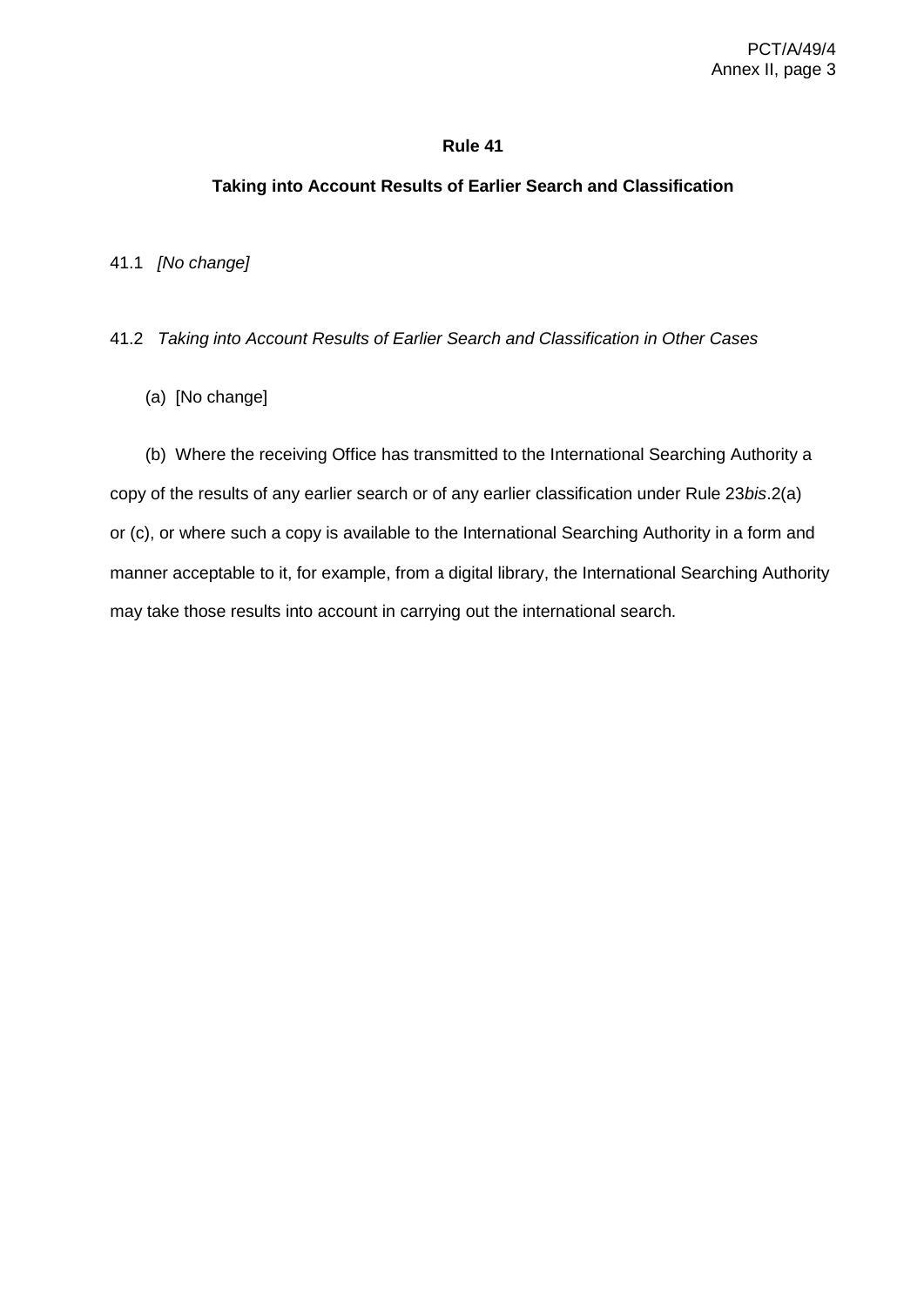## Rule 41

### Taking into Account Results of Earlier Search and Classification

41.1 *[No change]*

41.2 *Taking into Account Results of Earlier Search and Classification in Other Cases*

(a) [No change]

(b) Where the receiving Office has transmitted to the International Searching Authority a copy of the results of any earlier search or of any earlier classification under Rule 23*bis*.2(a) or (c), or where such a copy is available to the International Searching Authority in a form and manner acceptable to it, for example, from a digital library, the International Searching Authority may take those results into account in carrying out the international search.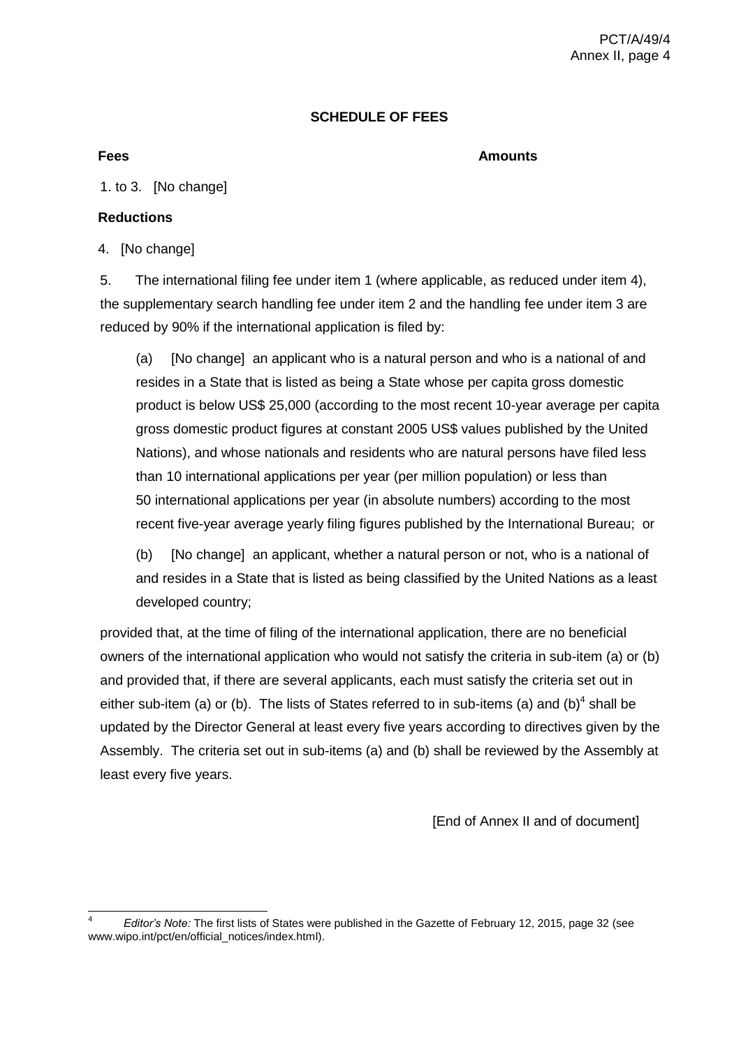**SCHEDULE OF FEES**

| **Fees** | **Amounts** |
| --- | --- |

1. to 3. [No change]

**Reductions**

4. [No change]

5. The international filing fee under item 1 (where applicable, as reduced under item 4), the supplementary search handling fee under item 2 and the handling fee under item 3 are reduced by 90% if the international application is filed by:

(a) [No change] an applicant who is a natural person and who is a national of and resides in a State that is listed as being a State whose per capita gross domestic product is below US$ 25,000 (according to the most recent 10-year average per capita gross domestic product figures at constant 2005 US$ values published by the United Nations), and whose nationals and residents who are natural persons have filed less than 10 international applications per year (per million population) or less than 50 international applications per year (in absolute numbers) according to the most recent five-year average yearly filing figures published by the International Bureau; or

(b) [No change] an applicant, whether a natural person or not, who is a national of and resides in a State that is listed as being classified by the United Nations as a least developed country;

provided that, at the time of filing of the international application, there are no beneficial owners of the international application who would not satisfy the criteria in sub-item (a) or (b) and provided that, if there are several applicants, each must satisfy the criteria set out in either sub-item (a) or (b). The lists of States referred to in sub-items (a) and (b)[4] shall be updated by the Director General at least every five years according to directives given by the Assembly. The criteria set out in sub-items (a) and (b) shall be reviewed by the Assembly at least every five years.

[End of Annex II and of document]

---

[4] *Editor's Note:* The first lists of States were published in the Gazette of February 12, 2015, page 32 (see www.wipo.int/pct/en/official_notices/index.html).